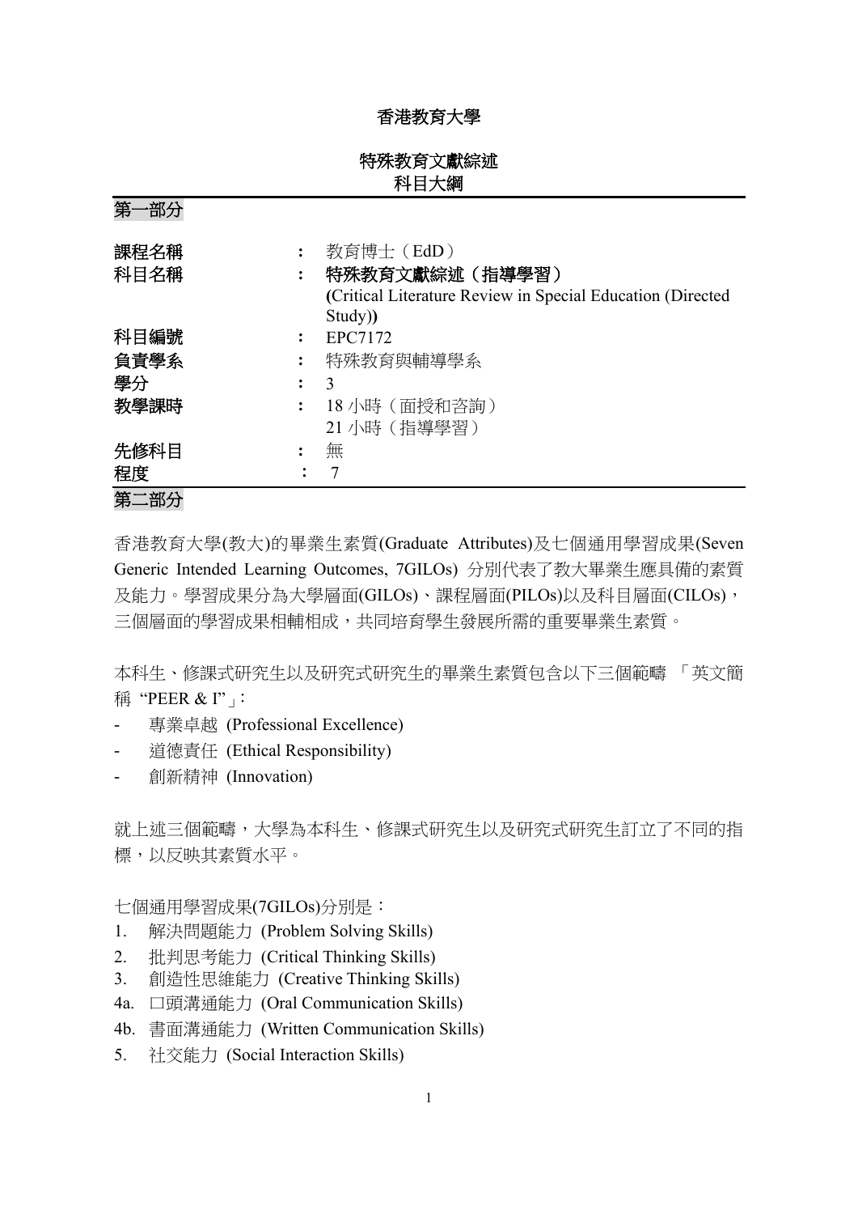# 香港教育大學

## 特殊教育文獻綜述
## 科目大綱

### 第一部分

| | | |
|---|---|---|
| 課程名稱 | ： | 教育博士（EdD） |
| 科目名稱 | ： | **特殊教育文獻綜述（指導學習）** **(Critical Literature Review in Special Education (Directed Study))** |
| 科目編號 | ： | EPC7172 |
| 負責學系 | ： | 特殊教育與輔導學系 |
| 學分 | ： | 3 |
| 教學課時 | ： | 18 小時（面授和咨詢）<br>21 小時（指導學習） |
| 先修科目 | ： | 無 |
| 程度 | ： | 7 |

### 第二部分

香港教育大學(教大)的畢業生素質(Graduate Attributes)及七個通用學習成果(Seven Generic Intended Learning Outcomes, 7GILOs) 分別代表了教大畢業生應具備的素質及能力。學習成果分為大學層面(GILOs)、課程層面(PILOs)以及科目層面(CILOs)，三個層面的學習成果相輔相成，共同培育學生發展所需的重要畢業生素質。

本科生、修課式研究生以及研究式研究生的畢業生素質包含以下三個範疇 「英文簡稱 "PEER & I"」：

- 專業卓越 (Professional Excellence)
- 道德責任 (Ethical Responsibility)
- 創新精神 (Innovation)

就上述三個範疇，大學為本科生、修課式研究生以及研究式研究生訂立了不同的指標，以反映其素質水平。

七個通用學習成果(7GILOs)分別是：

1. 解決問題能力 (Problem Solving Skills)
2. 批判思考能力 (Critical Thinking Skills)
3. 創造性思維能力 (Creative Thinking Skills)

4a. 口頭溝通能力 (Oral Communication Skills)

4b. 書面溝通能力 (Written Communication Skills)

5. 社交能力 (Social Interaction Skills)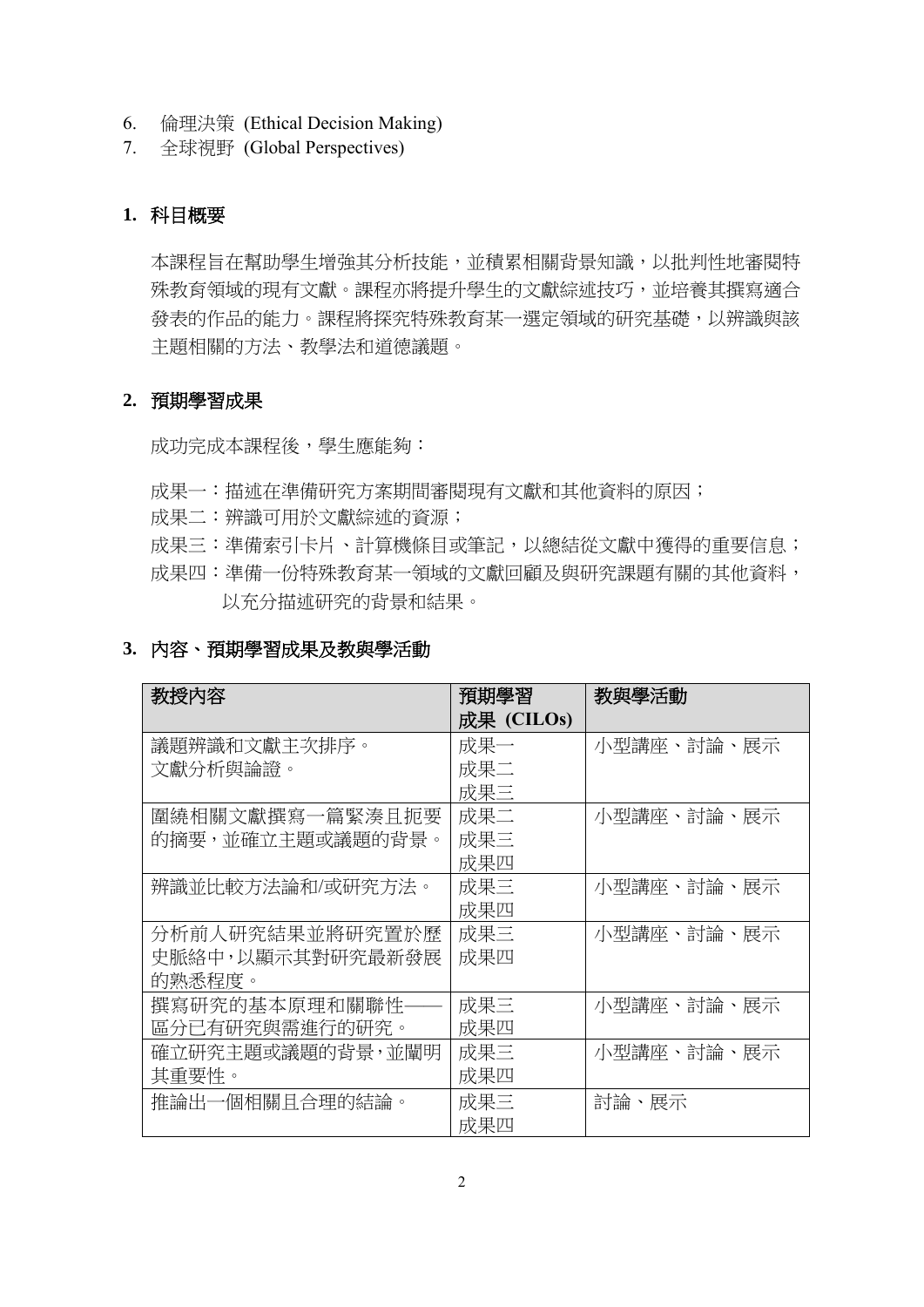6. 倫理決策 (Ethical Decision Making)
7. 全球視野 (Global Perspectives)

## 1. 科目概要

本課程旨在幫助學生增強其分析技能，並積累相關背景知識，以批判性地審閱特殊教育領域的現有文獻。課程亦將提升學生的文獻綜述技巧，並培養其撰寫適合發表的作品的能力。課程將探究特殊教育某一選定領域的研究基礎，以辨識與該主題相關的方法、教學法和道德議題。

## 2. 預期學習成果

成功完成本課程後，學生應能夠：

成果一：描述在準備研究方案期間審閱現有文獻和其他資料的原因；
成果二：辨識可用於文獻綜述的資源；
成果三：準備索引卡片、計算機條目或筆記，以總結從文獻中獲得的重要信息；
成果四：準備一份特殊教育某一領域的文獻回顧及與研究課題有關的其他資料，以充分描述研究的背景和結果。

## 3. 內容、預期學習成果及教與學活動

| 教授內容 | 預期學習成果 (CILOs) | 教與學活動 |
|---|---|---|
| 議題辨識和文獻主次排序。<br>文獻分析與論證。 | 成果一<br>成果二<br>成果三 | 小型講座、討論、展示 |
| 圍繞相關文獻撰寫一篇緊湊且扼要的摘要，並確立主題或議題的背景。 | 成果二<br>成果三<br>成果四 | 小型講座、討論、展示 |
| 辨識並比較方法論和/或研究方法。 | 成果三<br>成果四 | 小型講座、討論、展示 |
| 分析前人研究結果並將研究置於歷史脈絡中，以顯示其對研究最新發展的熟悉程度。 | 成果三<br>成果四 | 小型講座、討論、展示 |
| 撰寫研究的基本原理和關聯性——區分已有研究與需進行的研究。 | 成果三<br>成果四 | 小型講座、討論、展示 |
| 確立研究主題或議題的背景，並闡明其重要性。 | 成果三<br>成果四 | 小型講座、討論、展示 |
| 推論出一個相關且合理的結論。 | 成果三<br>成果四 | 討論、展示 |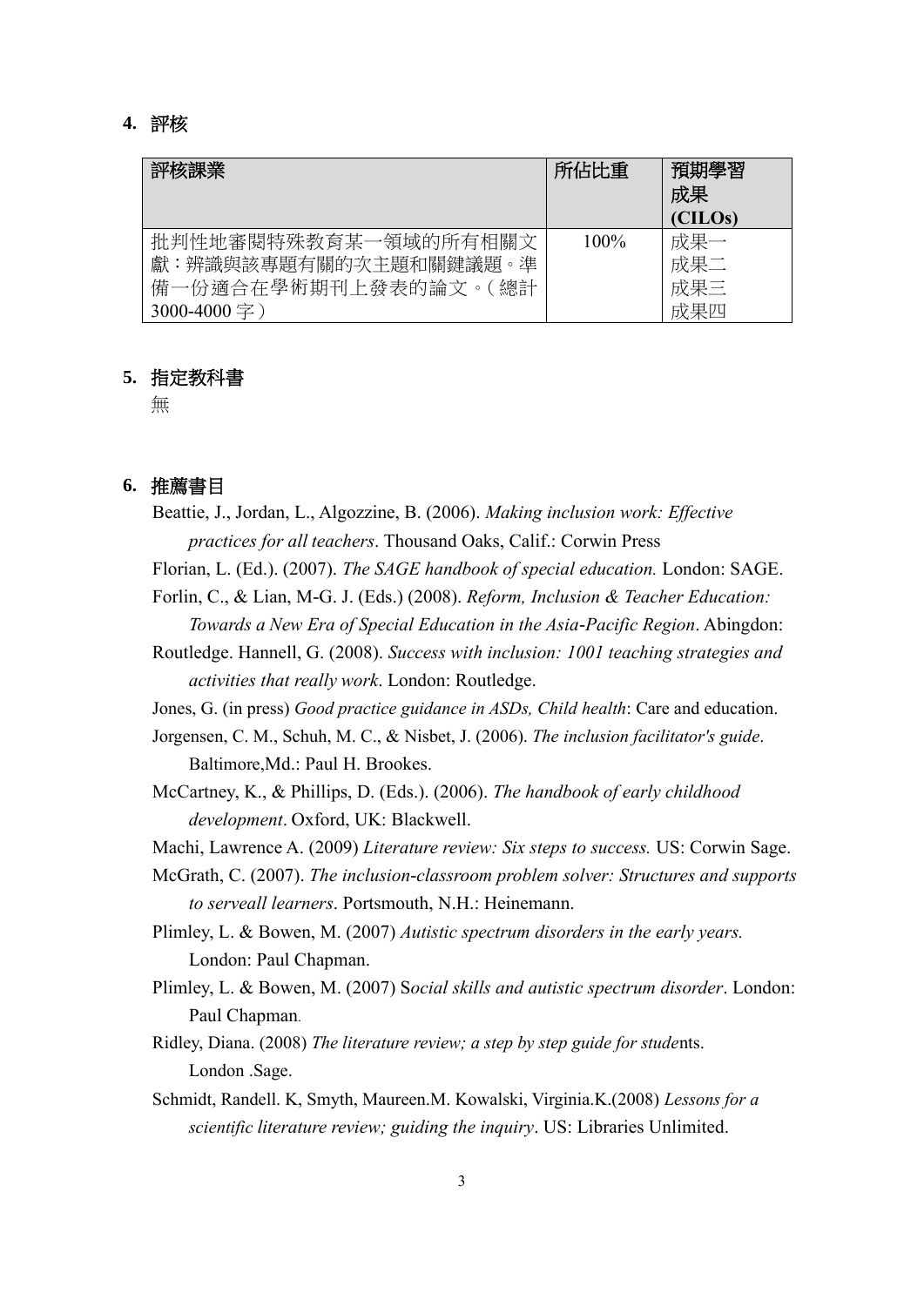## 4. 評核

| 評核課業 | 所佔比重 | 預期學習成果 (CILOs) |
|---|---|---|
| 批判性地審閱特殊教育某一領域的所有相關文獻：辨識與該專題有關的次主題和關鍵議題。準備一份適合在學術期刊上發表的論文。（總計 3000-4000 字） | 100% | 成果一<br>成果二<br>成果三<br>成果四 |

## 5. 指定教科書

無

## 6. 推薦書目

Beattie, J., Jordan, L., Algozzine, B. (2006). *Making inclusion work: Effective practices for all teachers*. Thousand Oaks, Calif.: Corwin Press

Florian, L. (Ed.). (2007). *The SAGE handbook of special education.* London: SAGE.

Forlin, C., & Lian, M-G. J. (Eds.) (2008). *Reform, Inclusion & Teacher Education: Towards a New Era of Special Education in the Asia-Pacific Region*. Abingdon: Routledge. Hannell, G. (2008). *Success with inclusion: 1001 teaching strategies and activities that really work*. London: Routledge.

Jones, G. (in press) *Good practice guidance in ASDs, Child health*: Care and education.

Jorgensen, C. M., Schuh, M. C., & Nisbet, J. (2006). *The inclusion facilitator's guide*. Baltimore,Md.: Paul H. Brookes.

McCartney, K., & Phillips, D. (Eds.). (2006). *The handbook of early childhood development*. Oxford, UK: Blackwell.

Machi, Lawrence A. (2009) *Literature review: Six steps to success.* US: Corwin Sage.

McGrath, C. (2007). *The inclusion-classroom problem solver: Structures and supports to serveall learners*. Portsmouth, N.H.: Heinemann.

Plimley, L. & Bowen, M. (2007) *Autistic spectrum disorders in the early years.* London: Paul Chapman.

Plimley, L. & Bowen, M. (2007) S*ocial skills and autistic spectrum disorder*. London: Paul Chapman.

Ridley, Diana. (2008) *The literature review; a step by step guide for stude*nts. London .Sage.

Schmidt, Randell. K, Smyth, Maureen.M. Kowalski, Virginia.K.(2008) *Lessons for a scientific literature review; guiding the inquiry*. US: Libraries Unlimited.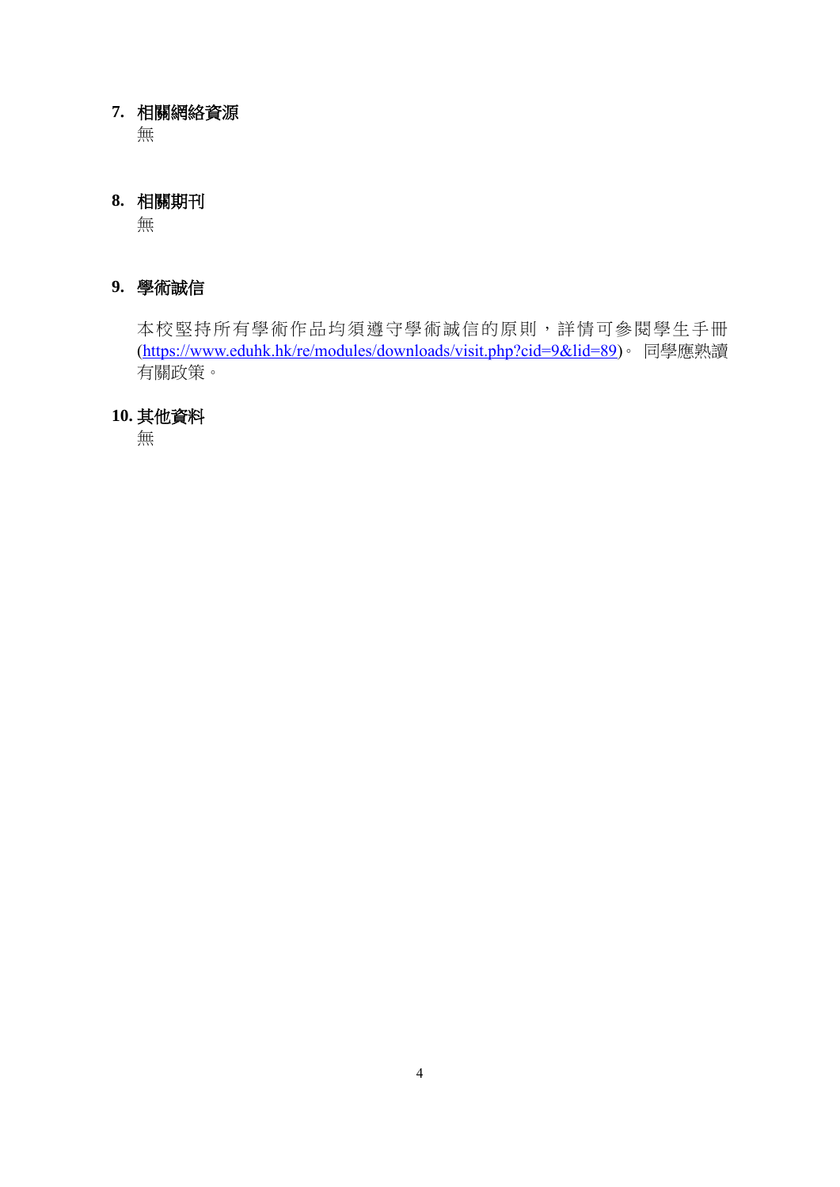## 7. 相關網絡資源

無

## 8. 相關期刊

無

## 9. 學術誠信

本校堅持所有學術作品均須遵守學術誠信的原則，詳情可參閱學生手冊 (https://www.eduhk.hk/re/modules/downloads/visit.php?cid=9&lid=89)。 同學應熟讀有關政策。

## 10. 其他資料

無